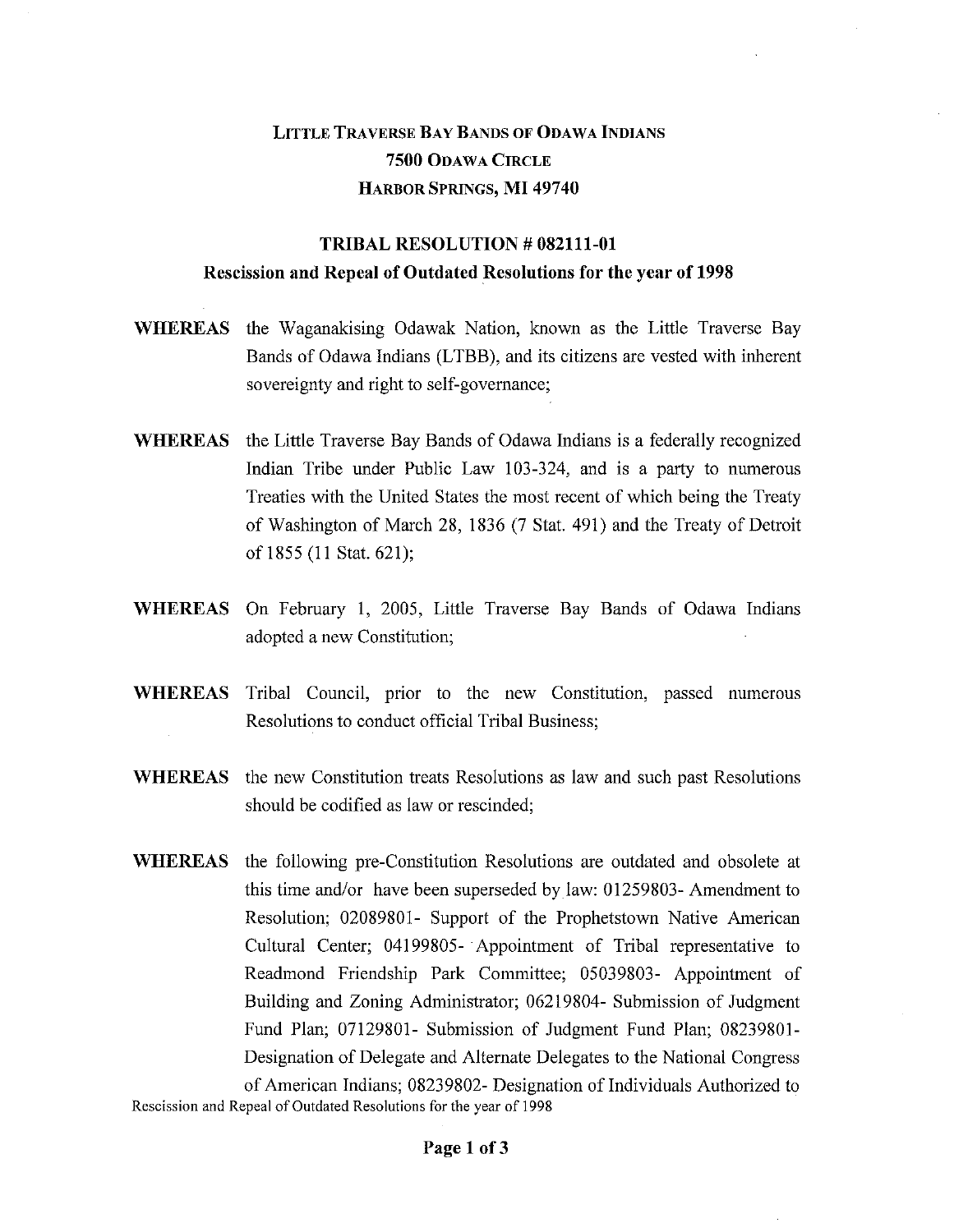**Little Traverse Bay Bands of Odawa Indians**
**7500 Odawa Circle**
**Harbor Springs, MI 49740**

# TRIBAL RESOLUTION # 082111-01

## Rescission and Repeal of Outdated Resolutions for the year of 1998

**WHEREAS** the Waganakising Odawak Nation, known as the Little Traverse Bay Bands of Odawa Indians (LTBB), and its citizens are vested with inherent sovereignty and right to self-governance;

**WHEREAS** the Little Traverse Bay Bands of Odawa Indians is a federally recognized Indian Tribe under Public Law 103-324, and is a party to numerous Treaties with the United States the most recent of which being the Treaty of Washington of March 28, 1836 (7 Stat. 491) and the Treaty of Detroit of 1855 (11 Stat. 621);

**WHEREAS** On February 1, 2005, Little Traverse Bay Bands of Odawa Indians adopted a new Constitution;

**WHEREAS** Tribal Council, prior to the new Constitution, passed numerous Resolutions to conduct official Tribal Business;

**WHEREAS** the new Constitution treats Resolutions as law and such past Resolutions should be codified as law or rescinded;

**WHEREAS** the following pre-Constitution Resolutions are outdated and obsolete at this time and/or have been superseded by law: 01259803- Amendment to Resolution; 02089801- Support of the Prophetstown Native American Cultural Center; 04199805- Appointment of Tribal representative to Readmond Friendship Park Committee; 05039803- Appointment of Building and Zoning Administrator; 06219804- Submission of Judgment Fund Plan; 07129801- Submission of Judgment Fund Plan; 08239801- Designation of Delegate and Alternate Delegates to the National Congress of American Indians; 08239802- Designation of Individuals Authorized to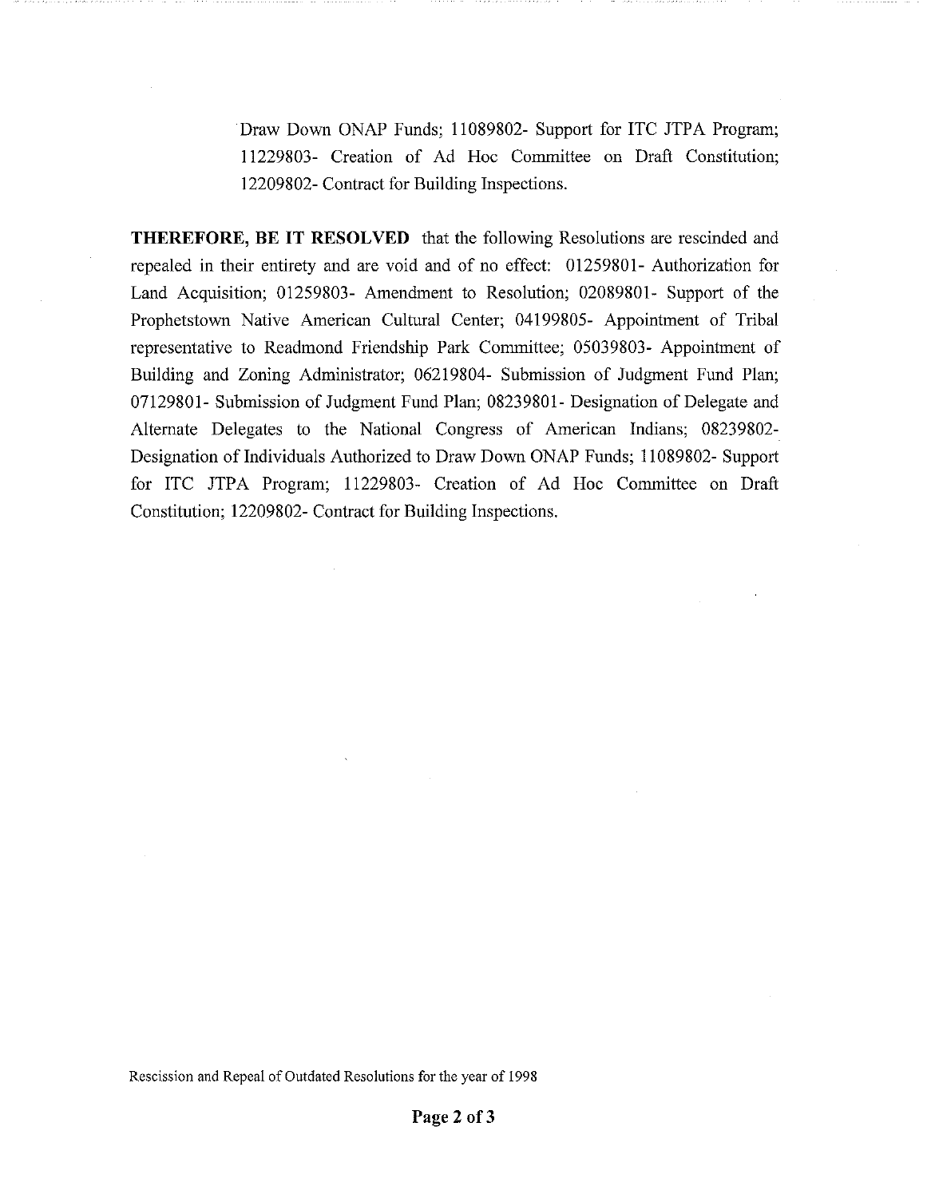Draw Down ONAP Funds; 11089802- Support for ITC JTPA Program; 11229803- Creation of Ad Hoc Committee on Draft Constitution; 12209802- Contract for Building Inspections.

**THEREFORE, BE IT RESOLVED** that the following Resolutions are rescinded and repealed in their entirety and are void and of no effect: 01259801- Authorization for Land Acquisition; 01259803- Amendment to Resolution; 02089801- Support of the Prophetstown Native American Cultural Center; 04199805- Appointment of Tribal representative to Readmond Friendship Park Committee; 05039803- Appointment of Building and Zoning Administrator; 06219804- Submission of Judgment Fund Plan; 07129801- Submission of Judgment Fund Plan; 08239801- Designation of Delegate and Alternate Delegates to the National Congress of American Indians; 08239802- Designation of Individuals Authorized to Draw Down ONAP Funds; 11089802- Support for ITC JTPA Program; 11229803- Creation of Ad Hoc Committee on Draft Constitution; 12209802- Contract for Building Inspections.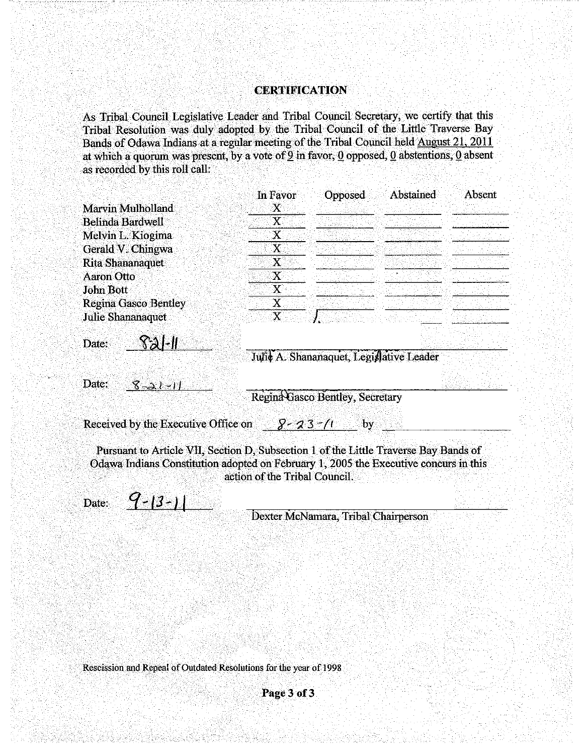## CERTIFICATION

As Tribal Council Legislative Leader and Tribal Council Secretary, we certify that this Tribal Resolution was duly adopted by the Tribal Council of the Little Traverse Bay Bands of Odawa Indians at a regular meeting of the Tribal Council held August 21, 2011 at which a quorum was present, by a vote of 9 in favor, 0 opposed, 0 abstentions, 0 absent as recorded by this roll call:

| | In Favor | Opposed | Abstained | Absent |
|---|---|---|---|---|
| Marvin Mulholland | X | | | |
| Belinda Bardwell | X | | | |
| Melvin L. Kiogima | X | | | |
| Gerald V. Chingwa | X | | | |
| Rita Shananaquet | X | | | |
| Aaron Otto | X | | | |
| John Bott | X | | | |
| Regina Gasco Bentley | X | | | |
| Julie Shananaquet | X | | | |

Date: 8-21-11

Julie A. Shananaquet, Legislative Leader

Date: 8-21-11

Regina Gasco Bentley, Secretary

Received by the Executive Office on 8-23-11 by

Pursuant to Article VII, Section D, Subsection 1 of the Little Traverse Bay Bands of Odawa Indians Constitution adopted on February 1, 2005 the Executive concurs in this action of the Tribal Council.

Date: 9-13-11

Dexter McNamara, Tribal Chairperson

Rescission and Repeal of Outdated Resolutions for the year of 1998